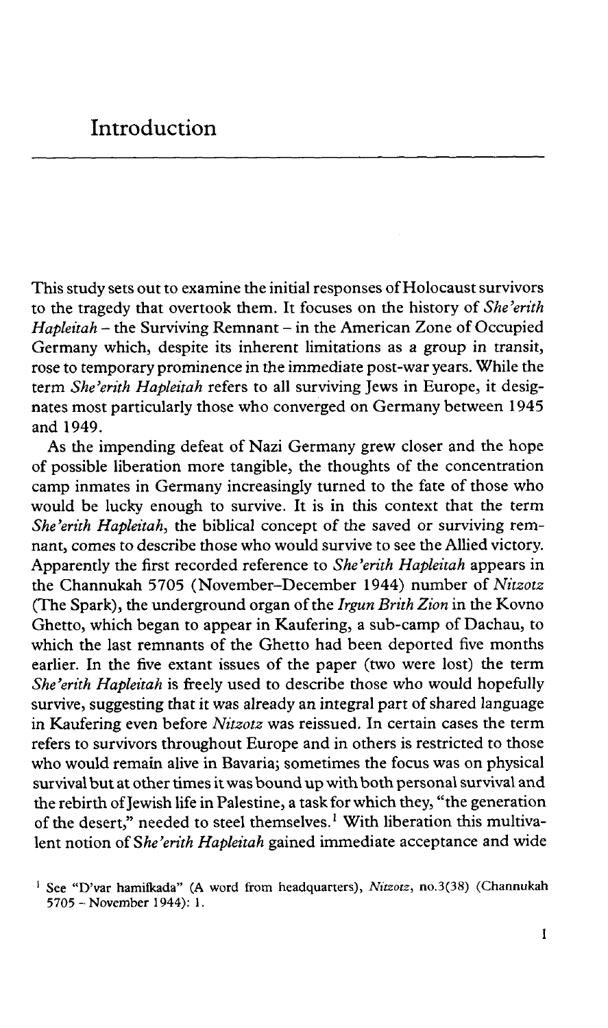# Introduction

This study sets out to examine the initial responses of Holocaust survivors to the tragedy that overtook them. It focuses on the history of *She'erith Hapleitah* – the Surviving Remnant – in the American Zone of Occupied Germany which, despite its inherent limitations as a group in transit, rose to temporary prominence in the immediate post-war years. While the term *She'erith Hapleitah* refers to all surviving Jews in Europe, it designates most particularly those who converged on Germany between 1945 and 1949.

As the impending defeat of Nazi Germany grew closer and the hope of possible liberation more tangible, the thoughts of the concentration camp inmates in Germany increasingly turned to the fate of those who would be lucky enough to survive. It is in this context that the term *She'erith Hapleitah*, the biblical concept of the saved or surviving remnant, comes to describe those who would survive to see the Allied victory. Apparently the first recorded reference to *She'erith Hapleitah* appears in the Channukah 5705 (November–December 1944) number of *Nitzotz* (The Spark), the underground organ of the *Irgun Brith Zion* in the Kovno Ghetto, which began to appear in Kaufering, a sub-camp of Dachau, to which the last remnants of the Ghetto had been deported five months earlier. In the five extant issues of the paper (two were lost) the term *She'erith Hapleitah* is freely used to describe those who would hopefully survive, suggesting that it was already an integral part of shared language in Kaufering even before *Nitzotz* was reissued. In certain cases the term refers to survivors throughout Europe and in others is restricted to those who would remain alive in Bavaria; sometimes the focus was on physical survival but at other times it was bound up with both personal survival and the rebirth of Jewish life in Palestine, a task for which they, "the generation of the desert," needed to steel themselves.[1] With liberation this multivalent notion of *She'erith Hapleitah* gained immediate acceptance and wide

[1] See "D'var hamifkada" (A word from headquarters), *Nitzotz*, no.3(38) (Channukah 5705 – November 1944): 1.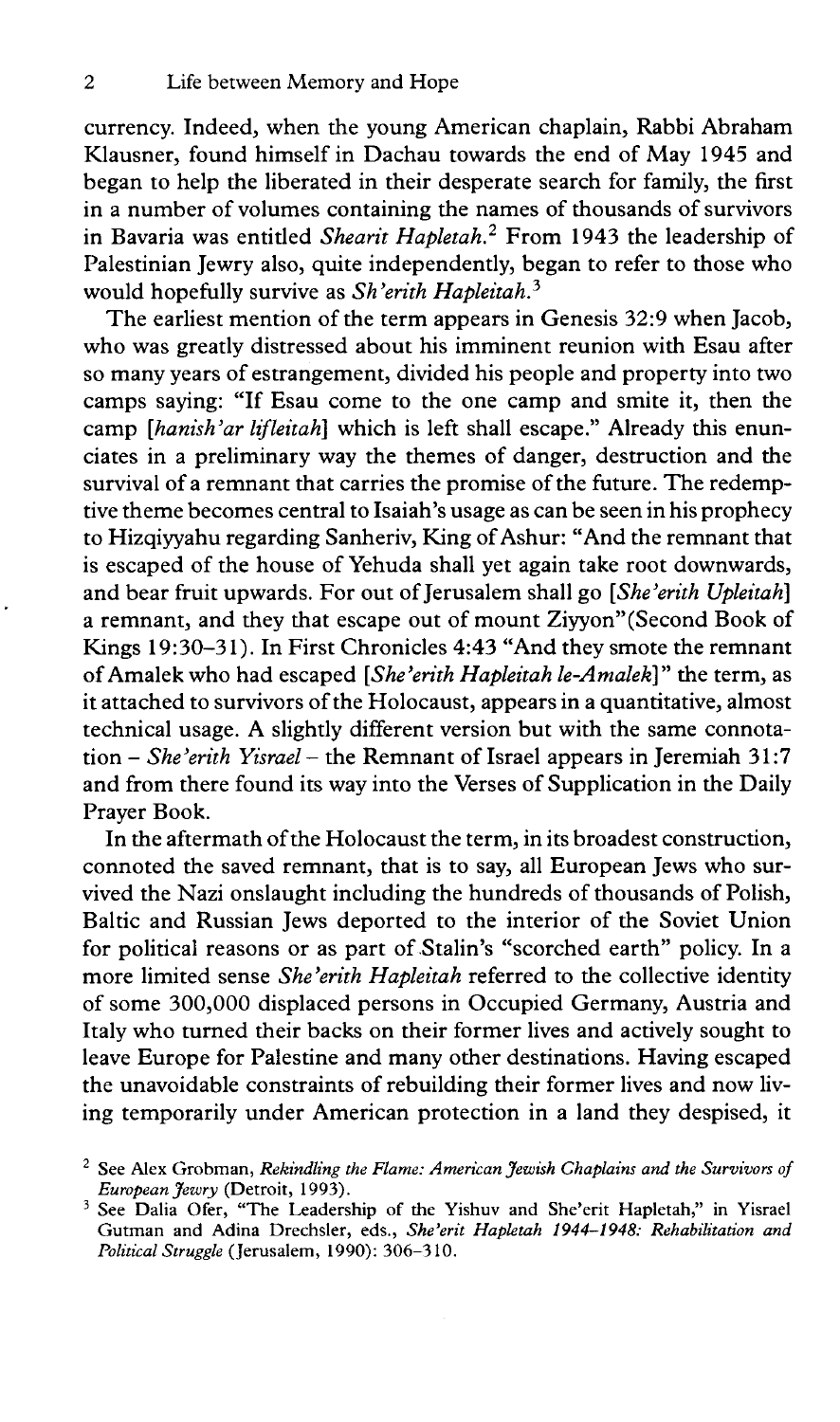currency. Indeed, when the young American chaplain, Rabbi Abraham Klausner, found himself in Dachau towards the end of May 1945 and began to help the liberated in their desperate search for family, the first in a number of volumes containing the names of thousands of survivors in Bavaria was entitled *Shearit Hapletah.*[2] From 1943 the leadership of Palestinian Jewry also, quite independently, began to refer to those who would hopefully survive as *Sh'erith Hapleitah.*[3]

The earliest mention of the term appears in Genesis 32:9 when Jacob, who was greatly distressed about his imminent reunion with Esau after so many years of estrangement, divided his people and property into two camps saying: "If Esau come to the one camp and smite it, then the camp [*hanish'ar lifleitah*] which is left shall escape." Already this enunciates in a preliminary way the themes of danger, destruction and the survival of a remnant that carries the promise of the future. The redemptive theme becomes central to Isaiah's usage as can be seen in his prophecy to Hizqiyyahu regarding Sanheriv, King of Ashur: "And the remnant that is escaped of the house of Yehuda shall yet again take root downwards, and bear fruit upwards. For out of Jerusalem shall go [*She'erith Upleitah*] a remnant, and they that escape out of mount Ziyyon"(Second Book of Kings 19:30–31). In First Chronicles 4:43 "And they smote the remnant of Amalek who had escaped [*She'erith Hapleitah le-Amalek*]" the term, as it attached to survivors of the Holocaust, appears in a quantitative, almost technical usage. A slightly different version but with the same connotation – *She'erith Yisrael* – the Remnant of Israel appears in Jeremiah 31:7 and from there found its way into the Verses of Supplication in the Daily Prayer Book.

In the aftermath of the Holocaust the term, in its broadest construction, connoted the saved remnant, that is to say, all European Jews who survived the Nazi onslaught including the hundreds of thousands of Polish, Baltic and Russian Jews deported to the interior of the Soviet Union for political reasons or as part of Stalin's "scorched earth" policy. In a more limited sense *She'erith Hapleitah* referred to the collective identity of some 300,000 displaced persons in Occupied Germany, Austria and Italy who turned their backs on their former lives and actively sought to leave Europe for Palestine and many other destinations. Having escaped the unavoidable constraints of rebuilding their former lives and now living temporarily under American protection in a land they despised, it

[2] See Alex Grobman, *Rekindling the Flame: American Jewish Chaplains and the Survivors of European Jewry* (Detroit, 1993).

[3] See Dalia Ofer, "The Leadership of the Yishuv and She'erit Hapletah," in Yisrael Gutman and Adina Drechsler, eds., *She'erit Hapletah 1944–1948: Rehabilitation and Political Struggle* (Jerusalem, 1990): 306–310.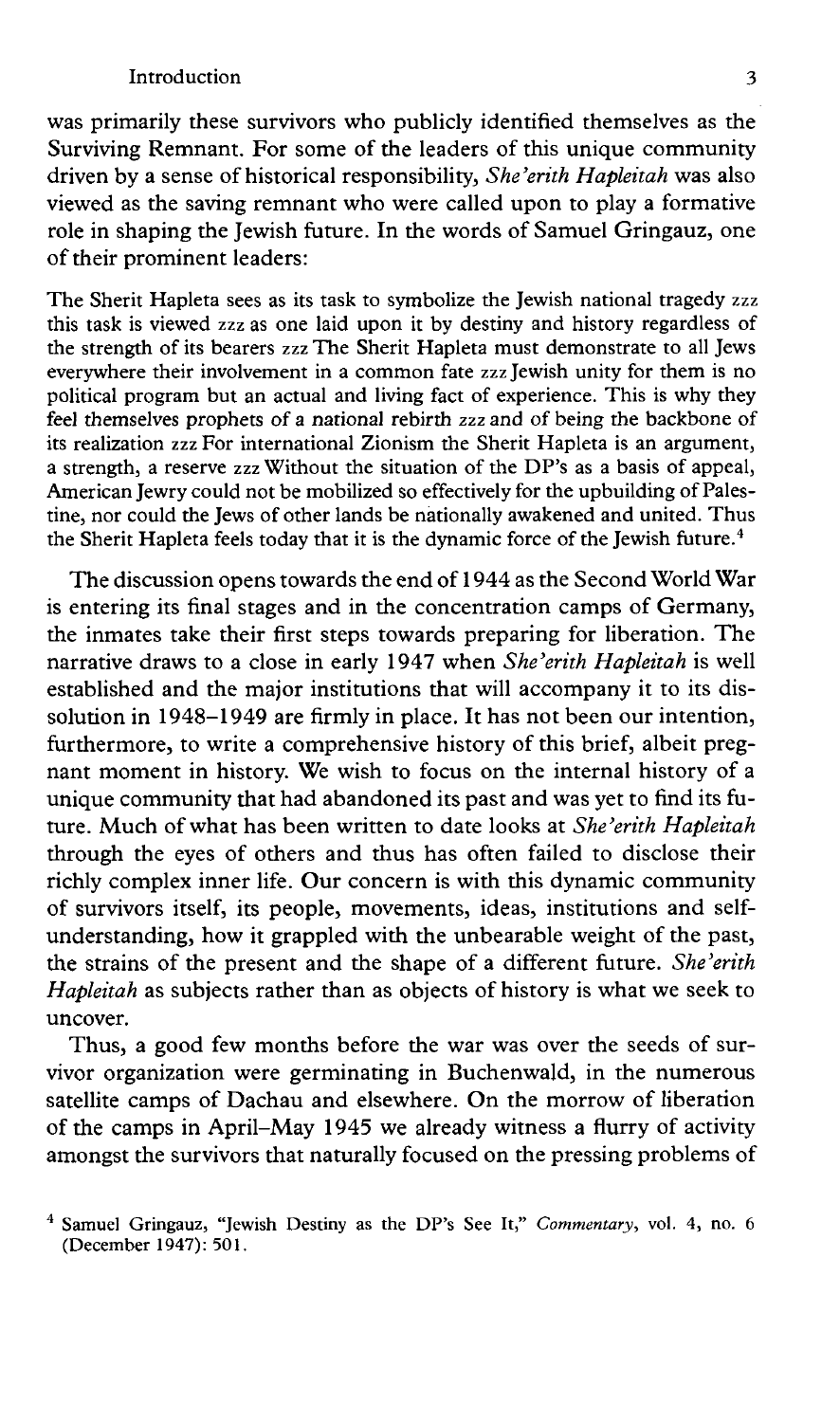was primarily these survivors who publicly identified themselves as the Surviving Remnant. For some of the leaders of this unique community driven by a sense of historical responsibility, *She'erith Hapleitah* was also viewed as the saving remnant who were called upon to play a formative role in shaping the Jewish future. In the words of Samuel Gringauz, one of their prominent leaders:

> The Sherit Hapleta sees as its task to symbolize the Jewish national tragedy zzz this task is viewed zzz as one laid upon it by destiny and history regardless of the strength of its bearers zzz The Sherit Hapleta must demonstrate to all Jews everywhere their involvement in a common fate zzz Jewish unity for them is no political program but an actual and living fact of experience. This is why they feel themselves prophets of a national rebirth zzz and of being the backbone of its realization zzz For international Zionism the Sherit Hapleta is an argument, a strength, a reserve zzz Without the situation of the DP's as a basis of appeal, American Jewry could not be mobilized so effectively for the upbuilding of Palestine, nor could the Jews of other lands be nationally awakened and united. Thus the Sherit Hapleta feels today that it is the dynamic force of the Jewish future.[4]

The discussion opens towards the end of 1944 as the Second World War is entering its final stages and in the concentration camps of Germany, the inmates take their first steps towards preparing for liberation. The narrative draws to a close in early 1947 when *She'erith Hapleitah* is well established and the major institutions that will accompany it to its dissolution in 1948–1949 are firmly in place. It has not been our intention, furthermore, to write a comprehensive history of this brief, albeit pregnant moment in history. We wish to focus on the internal history of a unique community that had abandoned its past and was yet to find its future. Much of what has been written to date looks at *She'erith Hapleitah* through the eyes of others and thus has often failed to disclose their richly complex inner life. Our concern is with this dynamic community of survivors itself, its people, movements, ideas, institutions and self-understanding, how it grappled with the unbearable weight of the past, the strains of the present and the shape of a different future. *She'erith Hapleitah* as subjects rather than as objects of history is what we seek to uncover.

Thus, a good few months before the war was over the seeds of survivor organization were germinating in Buchenwald, in the numerous satellite camps of Dachau and elsewhere. On the morrow of liberation of the camps in April–May 1945 we already witness a flurry of activity amongst the survivors that naturally focused on the pressing problems of

[4] Samuel Gringauz, "Jewish Destiny as the DP's See It," *Commentary*, vol. 4, no. 6 (December 1947): 501.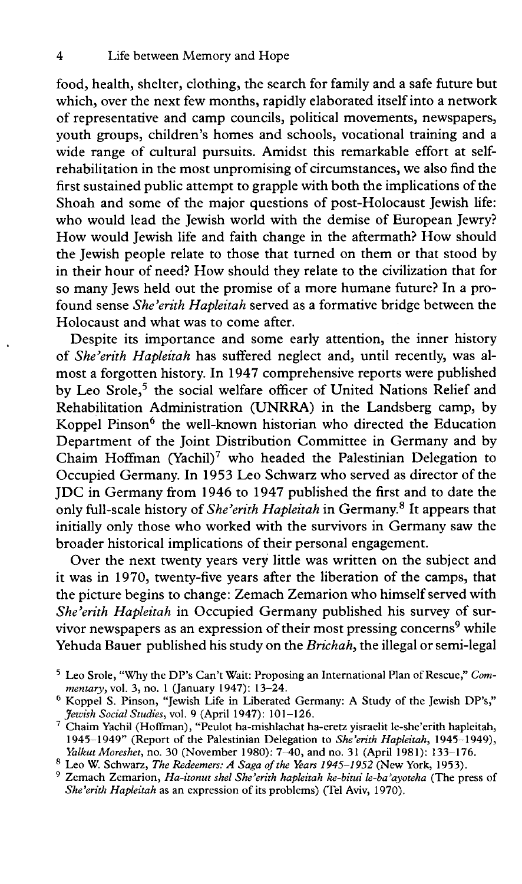food, health, shelter, clothing, the search for family and a safe future but which, over the next few months, rapidly elaborated itself into a network of representative and camp councils, political movements, newspapers, youth groups, children's homes and schools, vocational training and a wide range of cultural pursuits. Amidst this remarkable effort at self-rehabilitation in the most unpromising of circumstances, we also find the first sustained public attempt to grapple with both the implications of the Shoah and some of the major questions of post-Holocaust Jewish life: who would lead the Jewish world with the demise of European Jewry? How would Jewish life and faith change in the aftermath? How should the Jewish people relate to those that turned on them or that stood by in their hour of need? How should they relate to the civilization that for so many Jews held out the promise of a more humane future? In a profound sense *She'erith Hapleitah* served as a formative bridge between the Holocaust and what was to come after.

Despite its importance and some early attention, the inner history of *She'erith Hapleitah* has suffered neglect and, until recently, was almost a forgotten history. In 1947 comprehensive reports were published by Leo Srole,[5] the social welfare officer of United Nations Relief and Rehabilitation Administration (UNRRA) in the Landsberg camp, by Koppel Pinson[6] the well-known historian who directed the Education Department of the Joint Distribution Committee in Germany and by Chaim Hoffman (Yachil)[7] who headed the Palestinian Delegation to Occupied Germany. In 1953 Leo Schwarz who served as director of the JDC in Germany from 1946 to 1947 published the first and to date the only full-scale history of *She'erith Hapleitah* in Germany.[8] It appears that initially only those who worked with the survivors in Germany saw the broader historical implications of their personal engagement.

Over the next twenty years very little was written on the subject and it was in 1970, twenty-five years after the liberation of the camps, that the picture begins to change: Zemach Zemarion who himself served with *She'erith Hapleitah* in Occupied Germany published his survey of survivor newspapers as an expression of their most pressing concerns[9] while Yehuda Bauer published his study on the *Brichah*, the illegal or semi-legal

---

[5] Leo Srole, "Why the DP's Can't Wait: Proposing an International Plan of Rescue," *Commentary*, vol. 3, no. 1 (January 1947): 13–24.

[6] Koppel S. Pinson, "Jewish Life in Liberated Germany: A Study of the Jewish DP's," *Jewish Social Studies*, vol. 9 (April 1947): 101–126.

[7] Chaim Yachil (Hoffman), "Peulot ha-mishlachat ha-eretz yisraelit le-she'erith hapleitah, 1945–1949" (Report of the Palestinian Delegation to *She'erith Hapleitah*, 1945–1949), *Yalkut Moreshet*, no. 30 (November 1980): 7–40, and no. 31 (April 1981): 133–176.

[8] Leo W. Schwarz, *The Redeemers: A Saga of the Years 1945–1952* (New York, 1953).

[9] Zemach Zemarion, *Ha-itonut shel She'erith hapleitah ke-bitui le-ba'ayoteha* (The press of *She'erith Hapleitah* as an expression of its problems) (Tel Aviv, 1970).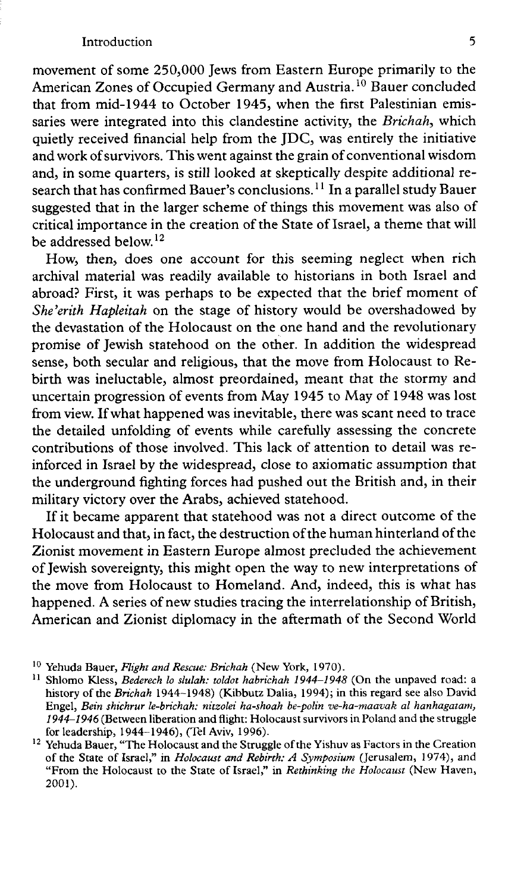movement of some 250,000 Jews from Eastern Europe primarily to the American Zones of Occupied Germany and Austria.[10] Bauer concluded that from mid-1944 to October 1945, when the first Palestinian emissaries were integrated into this clandestine activity, the *Brichah*, which quietly received financial help from the JDC, was entirely the initiative and work of survivors. This went against the grain of conventional wisdom and, in some quarters, is still looked at skeptically despite additional research that has confirmed Bauer's conclusions.[11] In a parallel study Bauer suggested that in the larger scheme of things this movement was also of critical importance in the creation of the State of Israel, a theme that will be addressed below.[12]

How, then, does one account for this seeming neglect when rich archival material was readily available to historians in both Israel and abroad? First, it was perhaps to be expected that the brief moment of *She'erith Hapleitah* on the stage of history would be overshadowed by the devastation of the Holocaust on the one hand and the revolutionary promise of Jewish statehood on the other. In addition the widespread sense, both secular and religious, that the move from Holocaust to Rebirth was ineluctable, almost preordained, meant that the stormy and uncertain progression of events from May 1945 to May of 1948 was lost from view. If what happened was inevitable, there was scant need to trace the detailed unfolding of events while carefully assessing the concrete contributions of those involved. This lack of attention to detail was reinforced in Israel by the widespread, close to axiomatic assumption that the underground fighting forces had pushed out the British and, in their military victory over the Arabs, achieved statehood.

If it became apparent that statehood was not a direct outcome of the Holocaust and that, in fact, the destruction of the human hinterland of the Zionist movement in Eastern Europe almost precluded the achievement of Jewish sovereignty, this might open the way to new interpretations of the move from Holocaust to Homeland. And, indeed, this is what has happened. A series of new studies tracing the interrelationship of British, American and Zionist diplomacy in the aftermath of the Second World

---

[10] Yehuda Bauer, *Flight and Rescue: Brichah* (New York, 1970).

[11] Shlomo Kless, *Bederech lo slulah: toldot habrichah 1944–1948* (On the unpaved road: a history of the *Brichah* 1944–1948) (Kibbutz Dalia, 1994); in this regard see also David Engel, *Bein shichrur le-brichah: nitzolei ha-shoah be-polin ve-ha-maavak al hanhagatam, 1944–1946* (Between liberation and flight: Holocaust survivors in Poland and the struggle for leadership, 1944–1946), (Tel Aviv, 1996).

[12] Yehuda Bauer, "The Holocaust and the Struggle of the Yishuv as Factors in the Creation of the State of Israel," in *Holocaust and Rebirth: A Symposium* (Jerusalem, 1974), and "From the Holocaust to the State of Israel," in *Rethinking the Holocaust* (New Haven, 2001).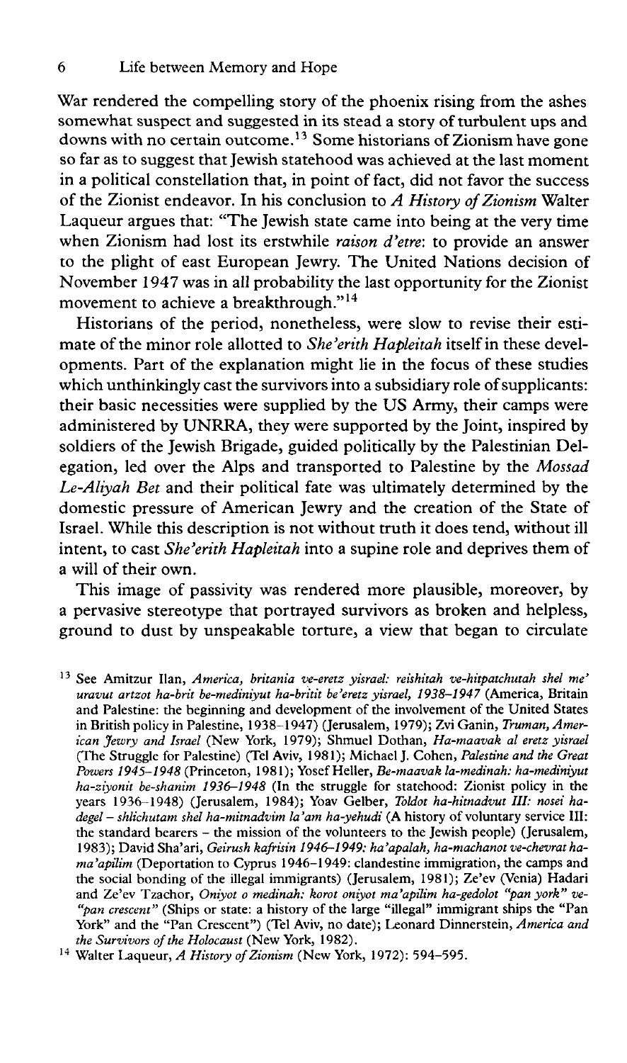War rendered the compelling story of the phoenix rising from the ashes somewhat suspect and suggested in its stead a story of turbulent ups and downs with no certain outcome.[13] Some historians of Zionism have gone so far as to suggest that Jewish statehood was achieved at the last moment in a political constellation that, in point of fact, did not favor the success of the Zionist endeavor. In his conclusion to *A History of Zionism* Walter Laqueur argues that: "The Jewish state came into being at the very time when Zionism had lost its erstwhile *raison d'etre*: to provide an answer to the plight of east European Jewry. The United Nations decision of November 1947 was in all probability the last opportunity for the Zionist movement to achieve a breakthrough."[14]

Historians of the period, nonetheless, were slow to revise their estimate of the minor role allotted to *She'erith Hapleitah* itself in these developments. Part of the explanation might lie in the focus of these studies which unthinkingly cast the survivors into a subsidiary role of supplicants: their basic necessities were supplied by the US Army, their camps were administered by UNRRA, they were supported by the Joint, inspired by soldiers of the Jewish Brigade, guided politically by the Palestinian Delegation, led over the Alps and transported to Palestine by the *Mossad Le-Aliyah Bet* and their political fate was ultimately determined by the domestic pressure of American Jewry and the creation of the State of Israel. While this description is not without truth it does tend, without ill intent, to cast *She'erith Hapleitah* into a supine role and deprives them of a will of their own.

This image of passivity was rendered more plausible, moreover, by a pervasive stereotype that portrayed survivors as broken and helpless, ground to dust by unspeakable torture, a view that began to circulate

[13] See Amitzur Ilan, *America, britania ve-eretz yisrael: reishitah ve-hitpatchutah shel me'uravut artzot ha-brit be-mediniyut ha-britit be'eretz yisrael, 1938–1947* (America, Britain and Palestine: the beginning and development of the involvement of the United States in British policy in Palestine, 1938–1947) (Jerusalem, 1979); Zvi Ganin, *Truman, American Jewry and Israel* (New York, 1979); Shmuel Dothan, *Ha-maavak al eretz yisrael* (The Struggle for Palestine) (Tel Aviv, 1981); Michael J. Cohen, *Palestine and the Great Powers 1945–1948* (Princeton, 1981); Yosef Heller, *Be-maavak la-medinah: ha-mediniyut ha-ziyonit be-shanim 1936–1948* (In the struggle for statehood: Zionist policy in the years 1936–1948) (Jerusalem, 1984); Yoav Gelber, *Toldot ha-hitnadvut III: nosei ha-degel – shlichutam shel ha-mitnadvim la'am ha-yehudi* (A history of voluntary service III: the standard bearers – the mission of the volunteers to the Jewish people) (Jerusalem, 1983); David Sha'ari, *Geirush kafrisin 1946–1949: ha'apalah, ha-machanot ve-chevrat ha-ma'apilim* (Deportation to Cyprus 1946–1949: clandestine immigration, the camps and the social bonding of the illegal immigrants) (Jerusalem, 1981); Ze'ev (Venia) Hadari and Ze'ev Tzachor, *Oniyot o medinah: korot oniyot ma'apilim ha-gedolot "pan york" ve-"pan crescent"* (Ships or state: a history of the large "illegal" immigrant ships the "Pan York" and the "Pan Crescent") (Tel Aviv, no date); Leonard Dinnerstein, *America and the Survivors of the Holocaust* (New York, 1982).

[14] Walter Laqueur, *A History of Zionism* (New York, 1972): 594–595.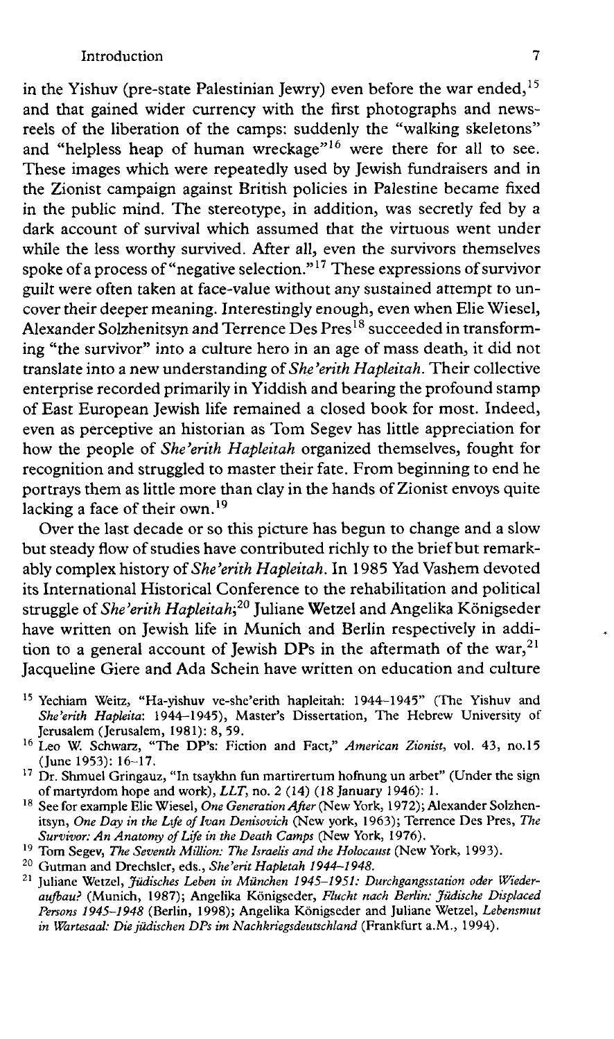in the Yishuv (pre-state Palestinian Jewry) even before the war ended,[15] and that gained wider currency with the first photographs and newsreels of the liberation of the camps: suddenly the "walking skeletons" and "helpless heap of human wreckage"[16] were there for all to see. These images which were repeatedly used by Jewish fundraisers and in the Zionist campaign against British policies in Palestine became fixed in the public mind. The stereotype, in addition, was secretly fed by a dark account of survival which assumed that the virtuous went under while the less worthy survived. After all, even the survivors themselves spoke of a process of "negative selection."[17] These expressions of survivor guilt were often taken at face-value without any sustained attempt to uncover their deeper meaning. Interestingly enough, even when Elie Wiesel, Alexander Solzhenitsyn and Terrence Des Pres[18] succeeded in transforming "the survivor" into a culture hero in an age of mass death, it did not translate into a new understanding of *She'erith Hapleitah*. Their collective enterprise recorded primarily in Yiddish and bearing the profound stamp of East European Jewish life remained a closed book for most. Indeed, even as perceptive an historian as Tom Segev has little appreciation for how the people of *She'erith Hapleitah* organized themselves, fought for recognition and struggled to master their fate. From beginning to end he portrays them as little more than clay in the hands of Zionist envoys quite lacking a face of their own.[19]

Over the last decade or so this picture has begun to change and a slow but steady flow of studies have contributed richly to the brief but remarkably complex history of *She'erith Hapleitah*. In 1985 Yad Vashem devoted its International Historical Conference to the rehabilitation and political struggle of *She'erith Hapleitah*;[20] Juliane Wetzel and Angelika Königseder have written on Jewish life in Munich and Berlin respectively in addition to a general account of Jewish DPs in the aftermath of the war,[21] Jacqueline Giere and Ada Schein have written on education and culture

[15] Yechiam Weitz, "Ha-yishuv ve-she'erith hapleitah: 1944–1945" (The Yishuv and *She'erith Hapleita*: 1944–1945), Master's Dissertation, The Hebrew University of Jerusalem (Jerusalem, 1981): 8, 59.

[16] Leo W. Schwarz, "The DP's: Fiction and Fact," *American Zionist*, vol. 43, no.15 (June 1953): 16–17.

[17] Dr. Shmuel Gringauz, "In tsaykhn fun martirertum hofnung un arbet" (Under the sign of martyrdom hope and work), *LLT*, no. 2 (14) (18 January 1946): 1.

[18] See for example Elie Wiesel, *One Generation After* (New York, 1972); Alexander Solzhenitsyn, *One Day in the Life of Ivan Denisovich* (New york, 1963); Terrence Des Pres, *The Survivor: An Anatomy of Life in the Death Camps* (New York, 1976).

[19] Tom Segev, *The Seventh Million: The Israelis and the Holocaust* (New York, 1993).

[20] Gutman and Drechsler, eds., *She'erit Hapletah 1944–1948*.

[21] Juliane Wetzel, *Jüdisches Leben in München 1945–1951: Durchgangsstation oder Wiederaufbau?* (Munich, 1987); Angelika Königseder, *Flucht nach Berlin: Jüdische Displaced Persons 1945–1948* (Berlin, 1998); Angelika Königseder and Juliane Wetzel, *Lebensmut in Wartesaal: Die jüdischen DPs im Nachkriegsdeutschland* (Frankfurt a.M., 1994).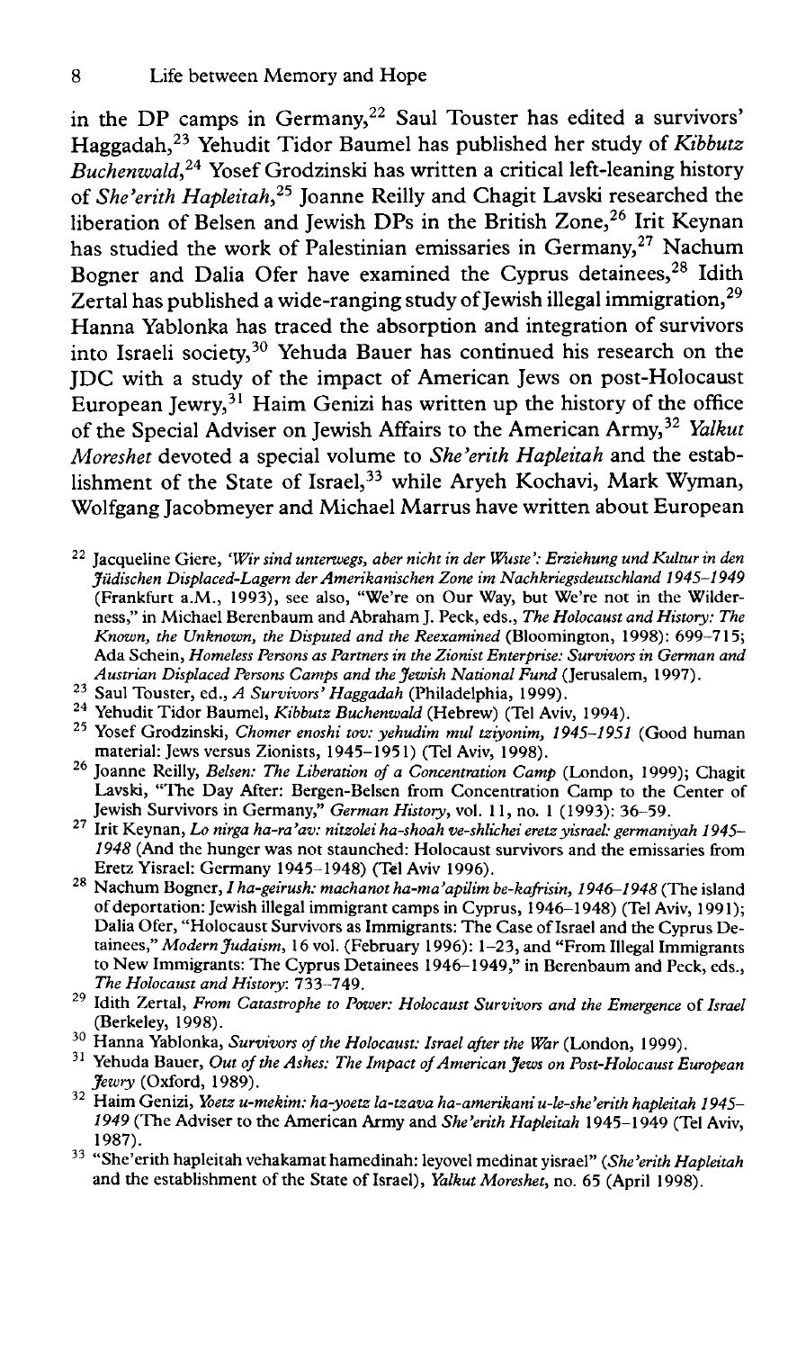in the DP camps in Germany,[22] Saul Touster has edited a survivors' Haggadah,[23] Yehudit Tidor Baumel has published her study of *Kibbutz Buchenwald*,[24] Yosef Grodzinski has written a critical left-leaning history of *She'erith Hapleitah*,[25] Joanne Reilly and Chagit Lavski researched the liberation of Belsen and Jewish DPs in the British Zone,[26] Irit Keynan has studied the work of Palestinian emissaries in Germany,[27] Nachum Bogner and Dalia Ofer have examined the Cyprus detainees,[28] Idith Zertal has published a wide-ranging study of Jewish illegal immigration,[29] Hanna Yablonka has traced the absorption and integration of survivors into Israeli society,[30] Yehuda Bauer has continued his research on the JDC with a study of the impact of American Jews on post-Holocaust European Jewry,[31] Haim Genizi has written up the history of the office of the Special Adviser on Jewish Affairs to the American Army,[32] *Yalkut Moreshet* devoted a special volume to *She'erith Hapleitah* and the establishment of the State of Israel,[33] while Aryeh Kochavi, Mark Wyman, Wolfgang Jacobmeyer and Michael Marrus have written about European

---

[22] Jacqueline Giere, *'Wir sind unterwegs, aber nicht in der Wuste': Erziehung und Kultur in den Jüdischen Displaced-Lagern der Amerikanischen Zone im Nachkriegsdeutschland 1945–1949* (Frankfurt a.M., 1993), see also, "We're on Our Way, but We're not in the Wilderness," in Michael Berenbaum and Abraham J. Peck, eds., *The Holocaust and History: The Known, the Unknown, the Disputed and the Reexamined* (Bloomington, 1998): 699–715; Ada Schein, *Homeless Persons as Partners in the Zionist Enterprise: Survivors in German and Austrian Displaced Persons Camps and the Jewish National Fund* (Jerusalem, 1997).

[23] Saul Touster, ed., *A Survivors' Haggadah* (Philadelphia, 1999).

[24] Yehudit Tidor Baumel, *Kibbutz Buchenwald* (Hebrew) (Tel Aviv, 1994).

[25] Yosef Grodzinski, *Chomer enoshi tov: yehudim mul tziyonim, 1945–1951* (Good human material: Jews versus Zionists, 1945–1951) (Tel Aviv, 1998).

[26] Joanne Reilly, *Belsen: The Liberation of a Concentration Camp* (London, 1999); Chagit Lavski, "The Day After: Bergen-Belsen from Concentration Camp to the Center of Jewish Survivors in Germany," *German History*, vol. 11, no. 1 (1993): 36–59.

[27] Irit Keynan, *Lo nirga ha-ra'av: nitzolei ha-shoah ve-shlichei eretz yisrael: germaniyah 1945–1948* (And the hunger was not staunched: Holocaust survivors and the emissaries from Eretz Yisrael: Germany 1945–1948) (Tel Aviv 1996).

[28] Nachum Bogner, *I ha-geirush: machanot ha-ma'apilim be-kafrisin, 1946–1948* (The island of deportation: Jewish illegal immigrant camps in Cyprus, 1946–1948) (Tel Aviv, 1991); Dalia Ofer, "Holocaust Survivors as Immigrants: The Case of Israel and the Cyprus Detainees," *Modern Judaism*, 16 vol. (February 1996): 1–23, and "From Illegal Immigrants to New Immigrants: The Cyprus Detainees 1946–1949," in Berenbaum and Peck, eds., *The Holocaust and History*: 733–749.

[29] Idith Zertal, *From Catastrophe to Power: Holocaust Survivors and the Emergence* of *Israel* (Berkeley, 1998).

[30] Hanna Yablonka, *Survivors of the Holocaust: Israel after the War* (London, 1999).

[31] Yehuda Bauer, *Out of the Ashes: The Impact of American Jews on Post-Holocaust European Jewry* (Oxford, 1989).

[32] Haim Genizi, *Yoetz u-mekim: ha-yoetz la-tzava ha-amerikani u-le-she'erith hapleitah 1945–1949* (The Adviser to the American Army and *She'erith Hapleitah* 1945–1949 (Tel Aviv, 1987).

[33] "She'erith hapleitah vehakamat hamedinah: leyovel medinat yisrael" (*She'erith Hapleitah* and the establishment of the State of Israel), *Yalkut Moreshet*, no. 65 (April 1998).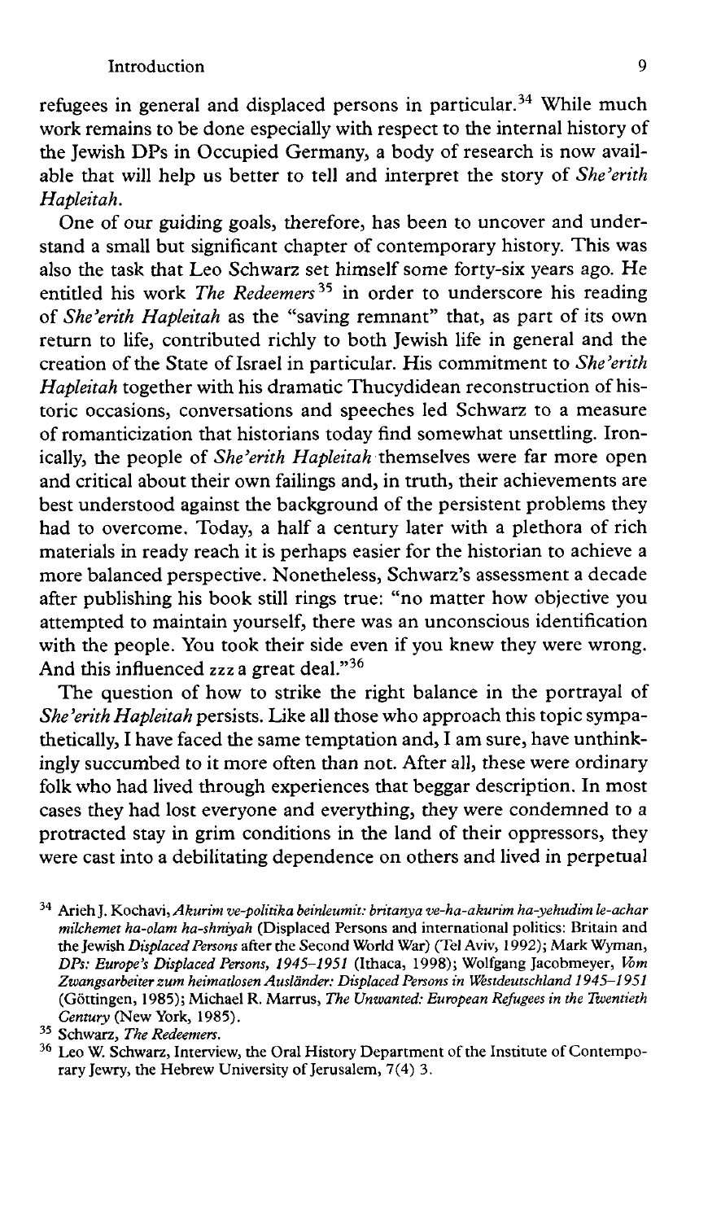refugees in general and displaced persons in particular.[34] While much work remains to be done especially with respect to the internal history of the Jewish DPs in Occupied Germany, a body of research is now available that will help us better to tell and interpret the story of *She'erith Hapleitah*.

One of our guiding goals, therefore, has been to uncover and understand a small but significant chapter of contemporary history. This was also the task that Leo Schwarz set himself some forty-six years ago. He entitled his work *The Redeemers*[35] in order to underscore his reading of *She'erith Hapleitah* as the "saving remnant" that, as part of its own return to life, contributed richly to both Jewish life in general and the creation of the State of Israel in particular. His commitment to *She'erith Hapleitah* together with his dramatic Thucydidean reconstruction of historic occasions, conversations and speeches led Schwarz to a measure of romanticization that historians today find somewhat unsettling. Ironically, the people of *She'erith Hapleitah* themselves were far more open and critical about their own failings and, in truth, their achievements are best understood against the background of the persistent problems they had to overcome. Today, a half a century later with a plethora of rich materials in ready reach it is perhaps easier for the historian to achieve a more balanced perspective. Nonetheless, Schwarz's assessment a decade after publishing his book still rings true: "no matter how objective you attempted to maintain yourself, there was an unconscious identification with the people. You took their side even if you knew they were wrong. And this influenced zzz a great deal."[36]

The question of how to strike the right balance in the portrayal of *She'erith Hapleitah* persists. Like all those who approach this topic sympathetically, I have faced the same temptation and, I am sure, have unthinkingly succumbed to it more often than not. After all, these were ordinary folk who had lived through experiences that beggar description. In most cases they had lost everyone and everything, they were condemned to a protracted stay in grim conditions in the land of their oppressors, they were cast into a debilitating dependence on others and lived in perpetual

---

[34] Arieh J. Kochavi, *Akurim ve-politika beinleumit: britanya ve-ha-akurim ha-yehudim le-achar milchemet ha-olam ha-shniyah* (Displaced Persons and international politics: Britain and the Jewish *Displaced Persons* after the Second World War) (Tel Aviv, 1992); Mark Wyman, *DPs: Europe's Displaced Persons, 1945–1951* (Ithaca, 1998); Wolfgang Jacobmeyer, *Vom Zwangsarbeiter zum heimatlosen Ausländer: Displaced Persons in Westdeutschland 1945–1951* (Göttingen, 1985); Michael R. Marrus, *The Unwanted: European Refugees in the Twentieth Century* (New York, 1985).

[35] Schwarz, *The Redeemers*.

[36] Leo W. Schwarz, Interview, the Oral History Department of the Institute of Contemporary Jewry, the Hebrew University of Jerusalem, 7(4) 3.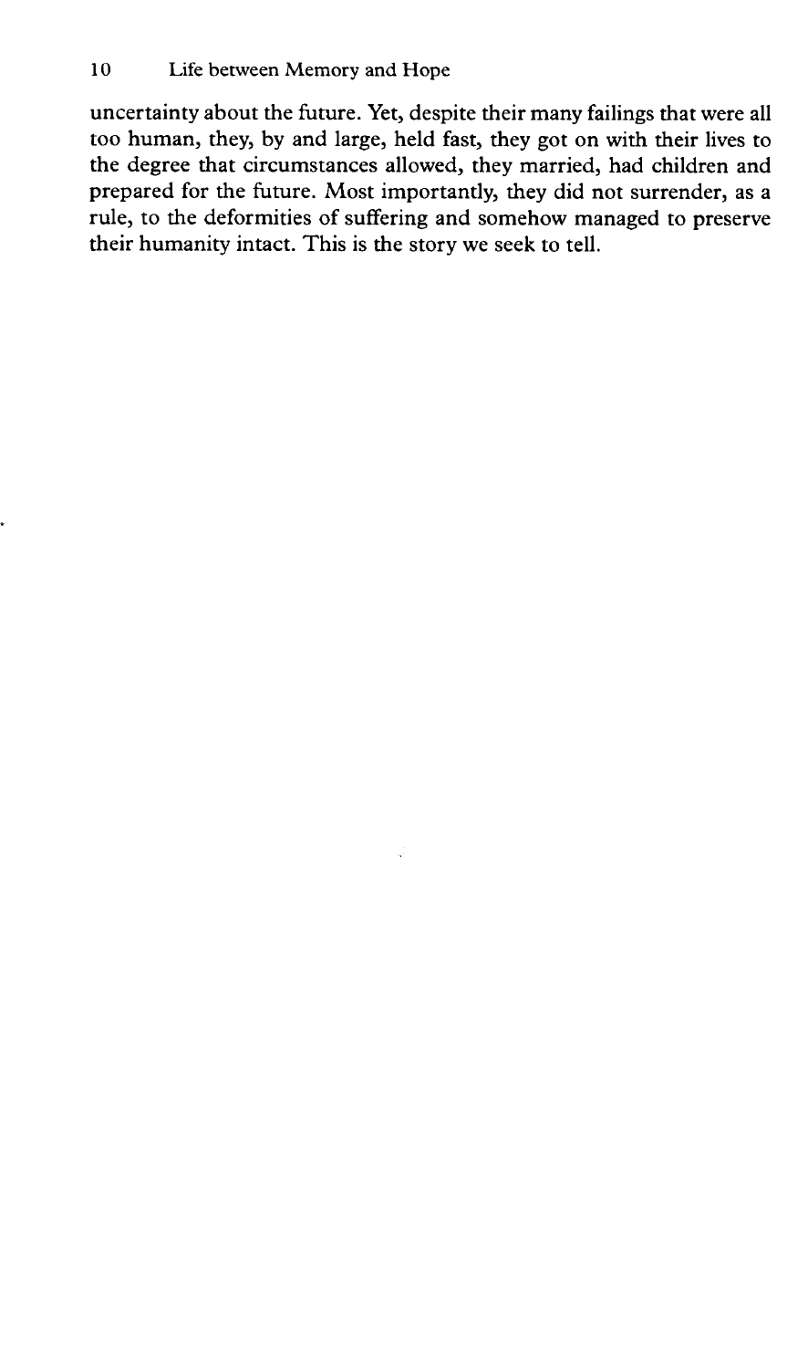uncertainty about the future. Yet, despite their many failings that were all too human, they, by and large, held fast, they got on with their lives to the degree that circumstances allowed, they married, had children and prepared for the future. Most importantly, they did not surrender, as a rule, to the deformities of suffering and somehow managed to preserve their humanity intact. This is the story we seek to tell.